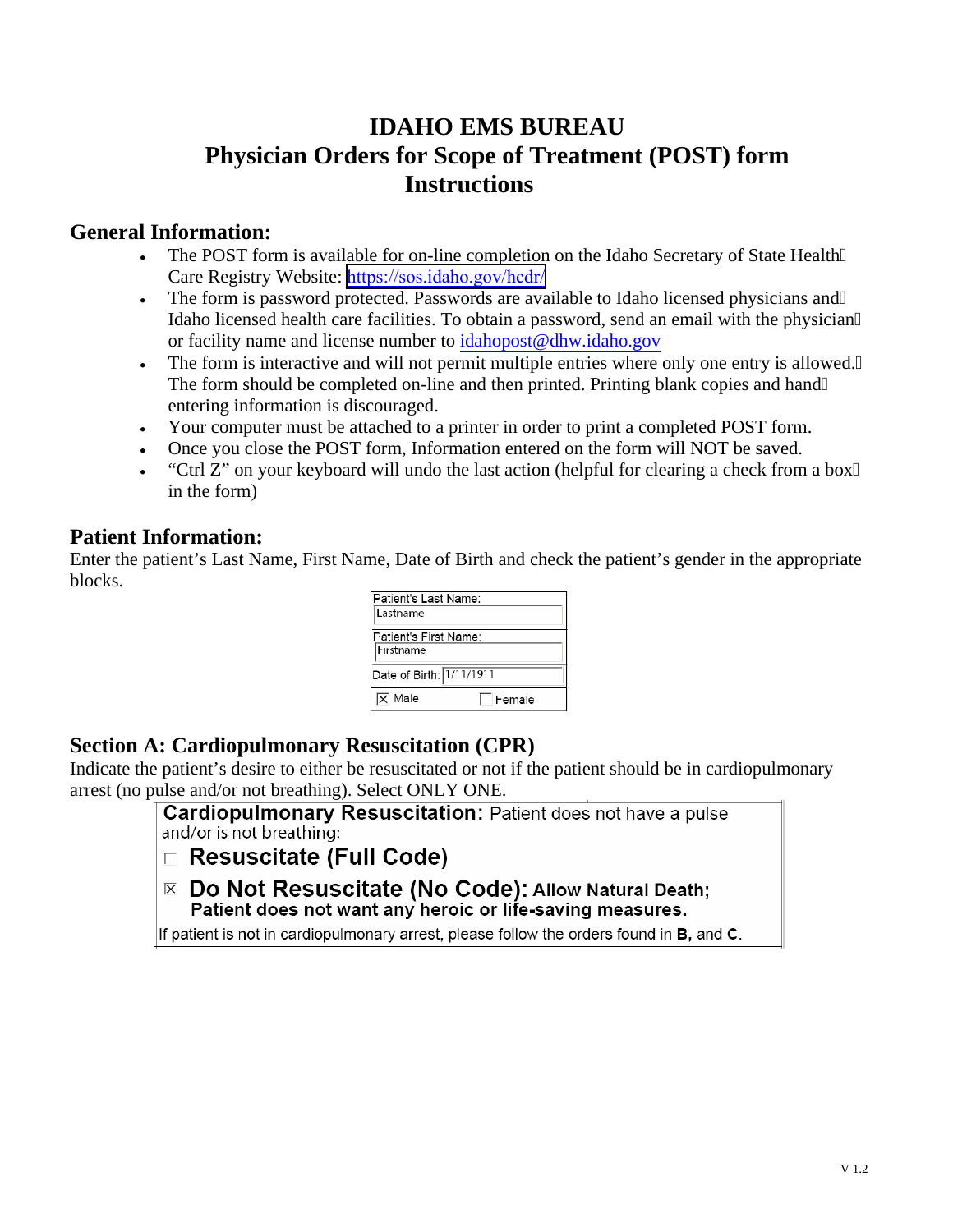# IDAHO EMS BUREAU
# Physician Orders for Scope of Treatment (POST) form Instructions

## General Information:

- The POST form is available for on-line completion on the Idaho Secretary of State Health Care Registry Website: https://sos.idaho.gov/hcdr/
- The form is password protected. Passwords are available to Idaho licensed physicians and Idaho licensed health care facilities. To obtain a password, send an email with the physician or facility name and license number to idahopost@dhw.idaho.gov
- The form is interactive and will not permit multiple entries where only one entry is allowed. The form should be completed on-line and then printed. Printing blank copies and hand entering information is discouraged.
- Your computer must be attached to a printer in order to print a completed POST form.
- Once you close the POST form, Information entered on the form will NOT be saved.
- "Ctrl Z" on your keyboard will undo the last action (helpful for clearing a check from a box in the form)

## Patient Information:

Enter the patient's Last Name, First Name, Date of Birth and check the patient's gender in the appropriate blocks.

| Patient's Last Name: Lastname | |
|---|---|
| Patient's First Name: Firstname | |
| Date of Birth: 1/11/1911 | |
| ☒ Male | ☐ Female |

## Section A: Cardiopulmonary Resuscitation (CPR)

Indicate the patient's desire to either be resuscitated or not if the patient should be in cardiopulmonary arrest (no pulse and/or not breathing). Select ONLY ONE.

**Cardiopulmonary Resuscitation:** Patient does not have a pulse and/or is not breathing:

☐ **Resuscitate (Full Code)**

☒ **Do Not Resuscitate (No Code): Allow Natural Death; Patient does not want any heroic or life-saving measures.**

If patient is not in cardiopulmonary arrest, please follow the orders found in **B,** and **C**.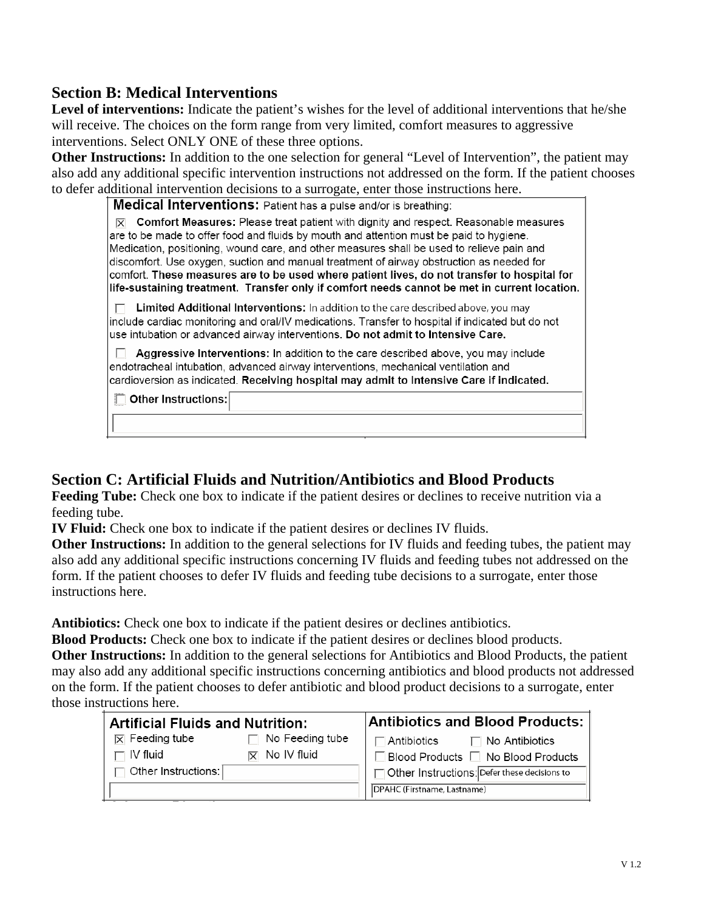## Section B: Medical Interventions

**Level of interventions:** Indicate the patient's wishes for the level of additional interventions that he/she will receive. The choices on the form range from very limited, comfort measures to aggressive interventions. Select ONLY ONE of these three options.

**Other Instructions:** In addition to the one selection for general "Level of Intervention", the patient may also add any additional specific intervention instructions not addressed on the form. If the patient chooses to defer additional intervention decisions to a surrogate, enter those instructions here.

**Medical Interventions:** Patient has a pulse and/or is breathing:

☒ **Comfort Measures:** Please treat patient with dignity and respect. Reasonable measures are to be made to offer food and fluids by mouth and attention must be paid to hygiene. Medication, positioning, wound care, and other measures shall be used to relieve pain and discomfort. Use oxygen, suction and manual treatment of airway obstruction as needed for comfort. **These measures are to be used where patient lives, do not transfer to hospital for life-sustaining treatment. Transfer only if comfort needs cannot be met in current location.**

☐ **Limited Additional Interventions:** In addition to the care described above, you may include cardiac monitoring and oral/IV medications. Transfer to hospital if indicated but do not use intubation or advanced airway interventions. **Do not admit to Intensive Care.**

☐ **Aggressive Interventions:** In addition to the care described above, you may include endotracheal intubation, advanced airway interventions, mechanical ventilation and cardioversion as indicated. **Receiving hospital may admit to Intensive Care if indicated.**

☐ **Other Instructions:**

## Section C: Artificial Fluids and Nutrition/Antibiotics and Blood Products

**Feeding Tube:** Check one box to indicate if the patient desires or declines to receive nutrition via a feeding tube.

**IV Fluid:** Check one box to indicate if the patient desires or declines IV fluids.

**Other Instructions:** In addition to the general selections for IV fluids and feeding tubes, the patient may also add any additional specific instructions concerning IV fluids and feeding tubes not addressed on the form. If the patient chooses to defer IV fluids and feeding tube decisions to a surrogate, enter those instructions here.

**Antibiotics:** Check one box to indicate if the patient desires or declines antibiotics.

**Blood Products:** Check one box to indicate if the patient desires or declines blood products.

**Other Instructions:** In addition to the general selections for Antibiotics and Blood Products, the patient may also add any additional specific instructions concerning antibiotics and blood products not addressed on the form. If the patient chooses to defer antibiotic and blood product decisions to a surrogate, enter those instructions here.

| **Artificial Fluids and Nutrition:** | | **Antibiotics and Blood Products:** | |
|---|---|---|---|
| ☒ Feeding tube | ☐ No Feeding tube | ☐ Antibiotics | ☐ No Antibiotics |
| ☐ IV fluid | ☒ No IV fluid | ☐ Blood Products | ☐ No Blood Products |
| ☐ Other Instructions: | | ☐ Other Instructions: Defer these decisions to DPAHC (Firstname, Lastname) | |

V 1.2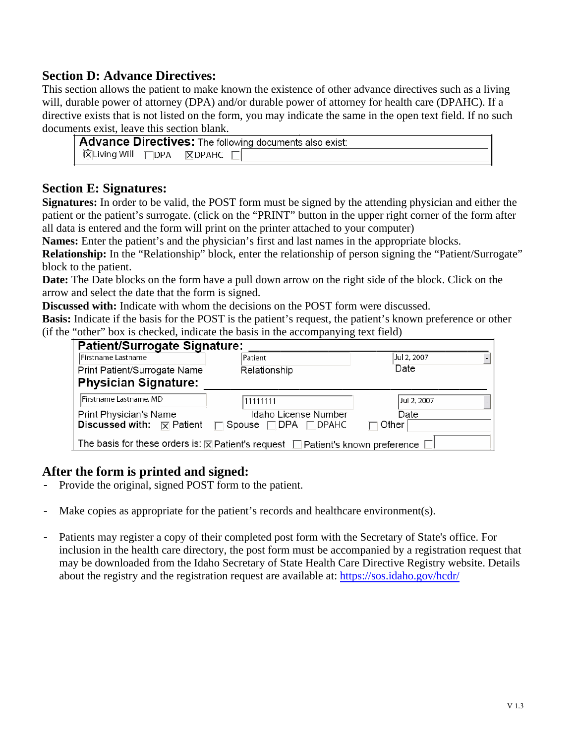## Section D: Advance Directives:

This section allows the patient to make known the existence of other advance directives such as a living will, durable power of attorney (DPA) and/or durable power of attorney for health care (DPAHC). If a directive exists that is not listed on the form, you may indicate the same in the open text field. If no such documents exist, leave this section blank.

**Advance Directives:** The following documents also exist:

☒ Living Will ☐ DPA ☒ DPAHC ☐

## Section E: Signatures:

**Signatures:** In order to be valid, the POST form must be signed by the attending physician and either the patient or the patient's surrogate. (click on the "PRINT" button in the upper right corner of the form after all data is entered and the form will print on the printer attached to your computer)

**Names:** Enter the patient's and the physician's first and last names in the appropriate blocks.

**Relationship:** In the "Relationship" block, enter the relationship of person signing the "Patient/Surrogate" block to the patient.

**Date:** The Date blocks on the form have a pull down arrow on the right side of the block. Click on the arrow and select the date that the form is signed.

**Discussed with:** Indicate with whom the decisions on the POST form were discussed.

**Basis:** Indicate if the basis for the POST is the patient's request, the patient's known preference or other (if the "other" box is checked, indicate the basis in the accompanying text field)

**Patient/Surrogate Signature:** ______________________

| | | |
|---|---|---|
| Firstname Lastname | Patient | Jul 2, 2007 |
| Print Patient/Surrogate Name | Relationship | Date |

**Physician Signature:** ______________________

| | | |
|---|---|---|
| Firstname Lastname, MD | 11111111 | Jul 2, 2007 |
| Print Physician's Name | Idaho License Number | Date |

**Discussed with:** ☒ Patient ☐ Spouse ☐ DPA ☐ DPAHC ☐ Other

The basis for these orders is: ☒ Patient's request ☐ Patient's known preference ☐

## After the form is printed and signed:

- Provide the original, signed POST form to the patient.
- Make copies as appropriate for the patient's records and healthcare environment(s).
- Patients may register a copy of their completed post form with the Secretary of State's office. For inclusion in the health care directory, the post form must be accompanied by a registration request that may be downloaded from the Idaho Secretary of State Health Care Directive Registry website. Details about the registry and the registration request are available at: https://sos.idaho.gov/hcdr/

V 1.3